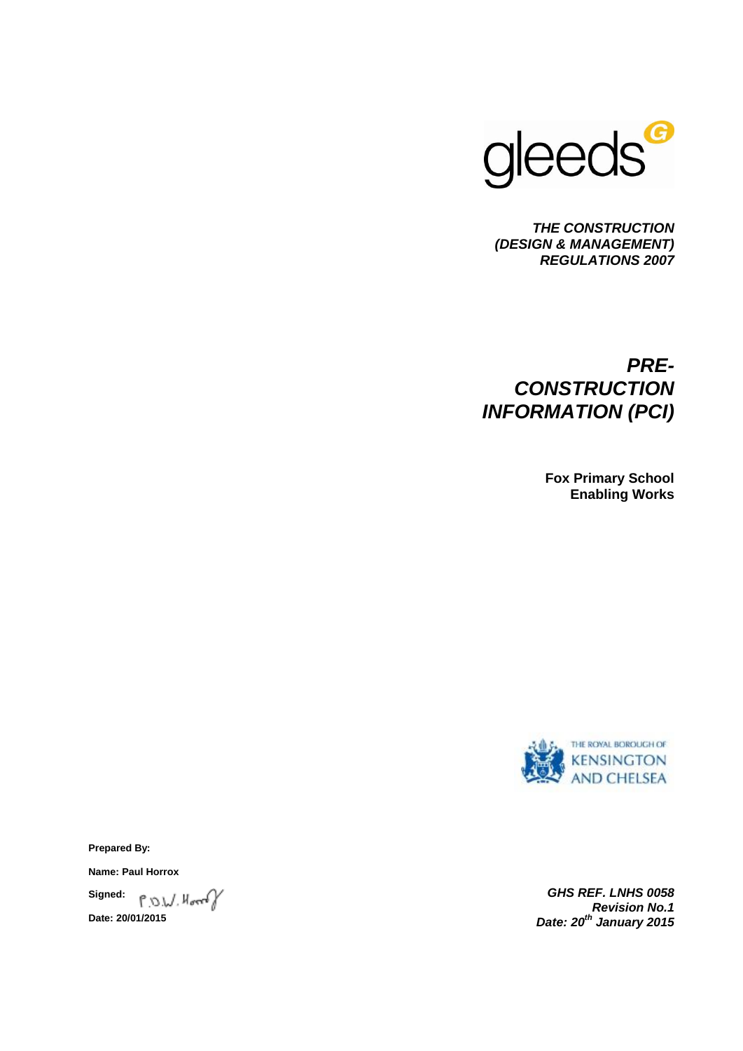gleeds

***THE CONSTRUCTION (DESIGN & MANAGEMENT) REGULATIONS 2007***

# *PRE-CONSTRUCTION INFORMATION (PCI)*

**Fox Primary School**
**Enabling Works**

THE ROYAL BOROUGH OF KENSINGTON AND CHELSEA

**Prepared By:**

**Name: Paul Horrox**

**Signed:** P.D.W. Horrox

**Date: 20/01/2015**

***GHS REF. LNHS 0058***
***Revision No.1***
***Date: 20th January 2015***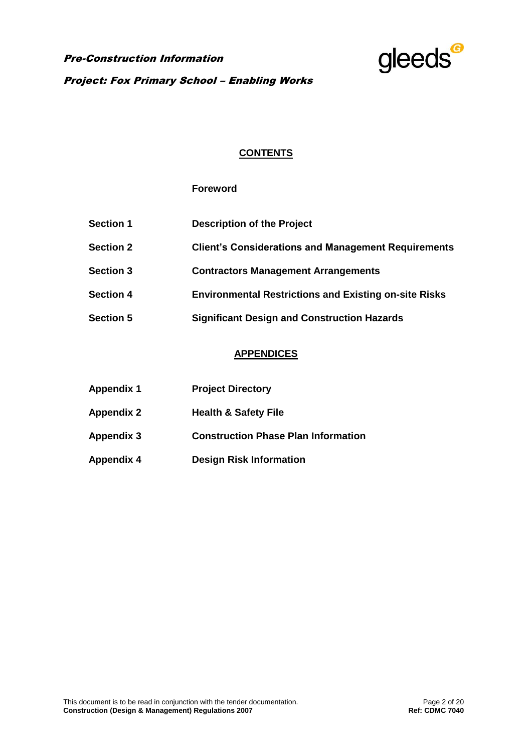## CONTENTS

**Foreword**

| | |
|---|---|
| **Section 1** | **Description of the Project** |
| **Section 2** | **Client's Considerations and Management Requirements** |
| **Section 3** | **Contractors Management Arrangements** |
| **Section 4** | **Environmental Restrictions and Existing on-site Risks** |
| **Section 5** | **Significant Design and Construction Hazards** |

## APPENDICES

| | |
|---|---|
| **Appendix 1** | **Project Directory** |
| **Appendix 2** | **Health & Safety File** |
| **Appendix 3** | **Construction Phase Plan Information** |
| **Appendix 4** | **Design Risk Information** |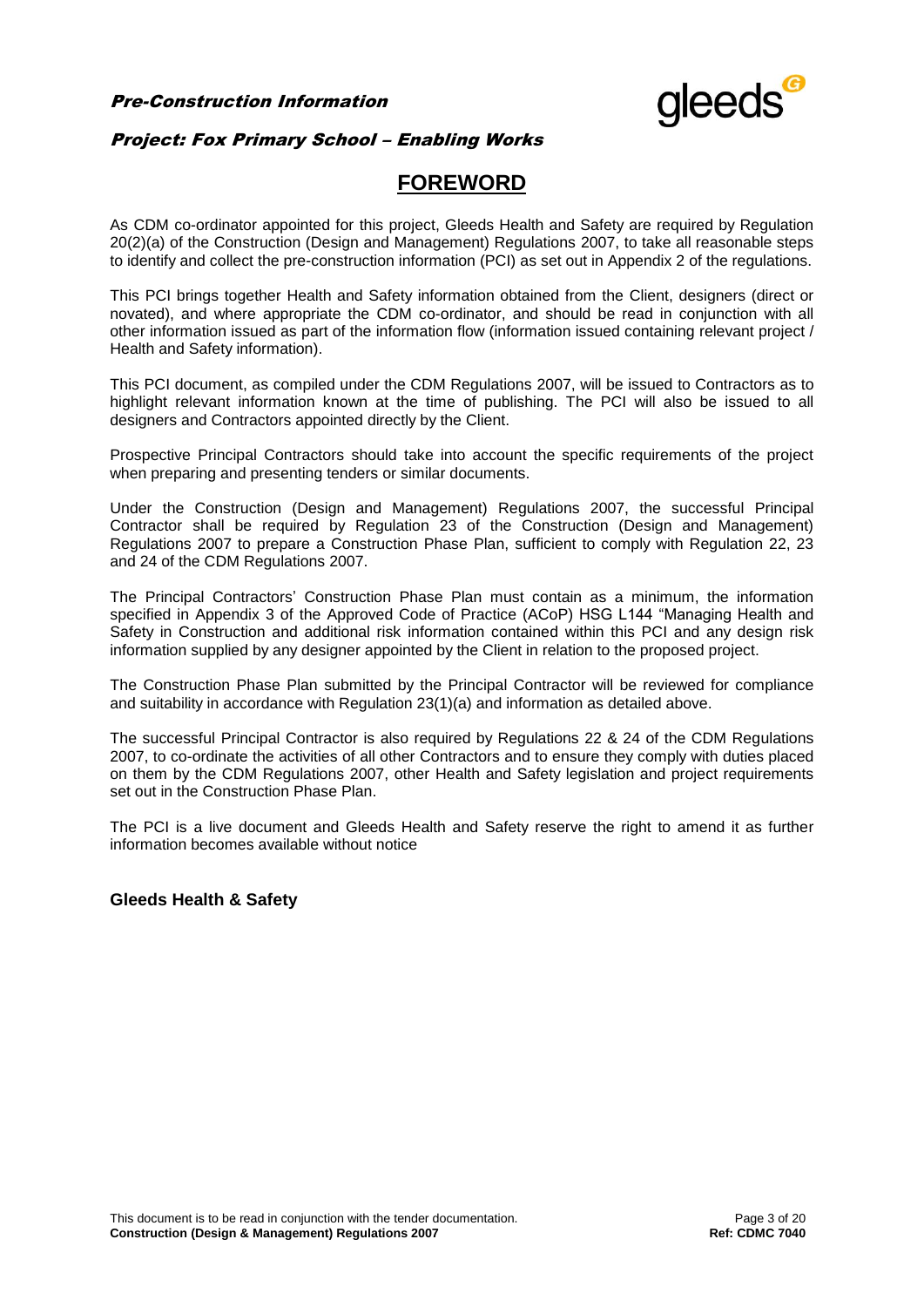# FOREWORD

As CDM co-ordinator appointed for this project, Gleeds Health and Safety are required by Regulation 20(2)(a) of the Construction (Design and Management) Regulations 2007, to take all reasonable steps to identify and collect the pre-construction information (PCI) as set out in Appendix 2 of the regulations.

This PCI brings together Health and Safety information obtained from the Client, designers (direct or novated), and where appropriate the CDM co-ordinator, and should be read in conjunction with all other information issued as part of the information flow (information issued containing relevant project / Health and Safety information).

This PCI document, as compiled under the CDM Regulations 2007, will be issued to Contractors as to highlight relevant information known at the time of publishing. The PCI will also be issued to all designers and Contractors appointed directly by the Client.

Prospective Principal Contractors should take into account the specific requirements of the project when preparing and presenting tenders or similar documents.

Under the Construction (Design and Management) Regulations 2007, the successful Principal Contractor shall be required by Regulation 23 of the Construction (Design and Management) Regulations 2007 to prepare a Construction Phase Plan, sufficient to comply with Regulation 22, 23 and 24 of the CDM Regulations 2007.

The Principal Contractors' Construction Phase Plan must contain as a minimum, the information specified in Appendix 3 of the Approved Code of Practice (ACoP) HSG L144 "Managing Health and Safety in Construction and additional risk information contained within this PCI and any design risk information supplied by any designer appointed by the Client in relation to the proposed project.

The Construction Phase Plan submitted by the Principal Contractor will be reviewed for compliance and suitability in accordance with Regulation 23(1)(a) and information as detailed above.

The successful Principal Contractor is also required by Regulations 22 & 24 of the CDM Regulations 2007, to co-ordinate the activities of all other Contractors and to ensure they comply with duties placed on them by the CDM Regulations 2007, other Health and Safety legislation and project requirements set out in the Construction Phase Plan.

The PCI is a live document and Gleeds Health and Safety reserve the right to amend it as further information becomes available without notice

**Gleeds Health & Safety**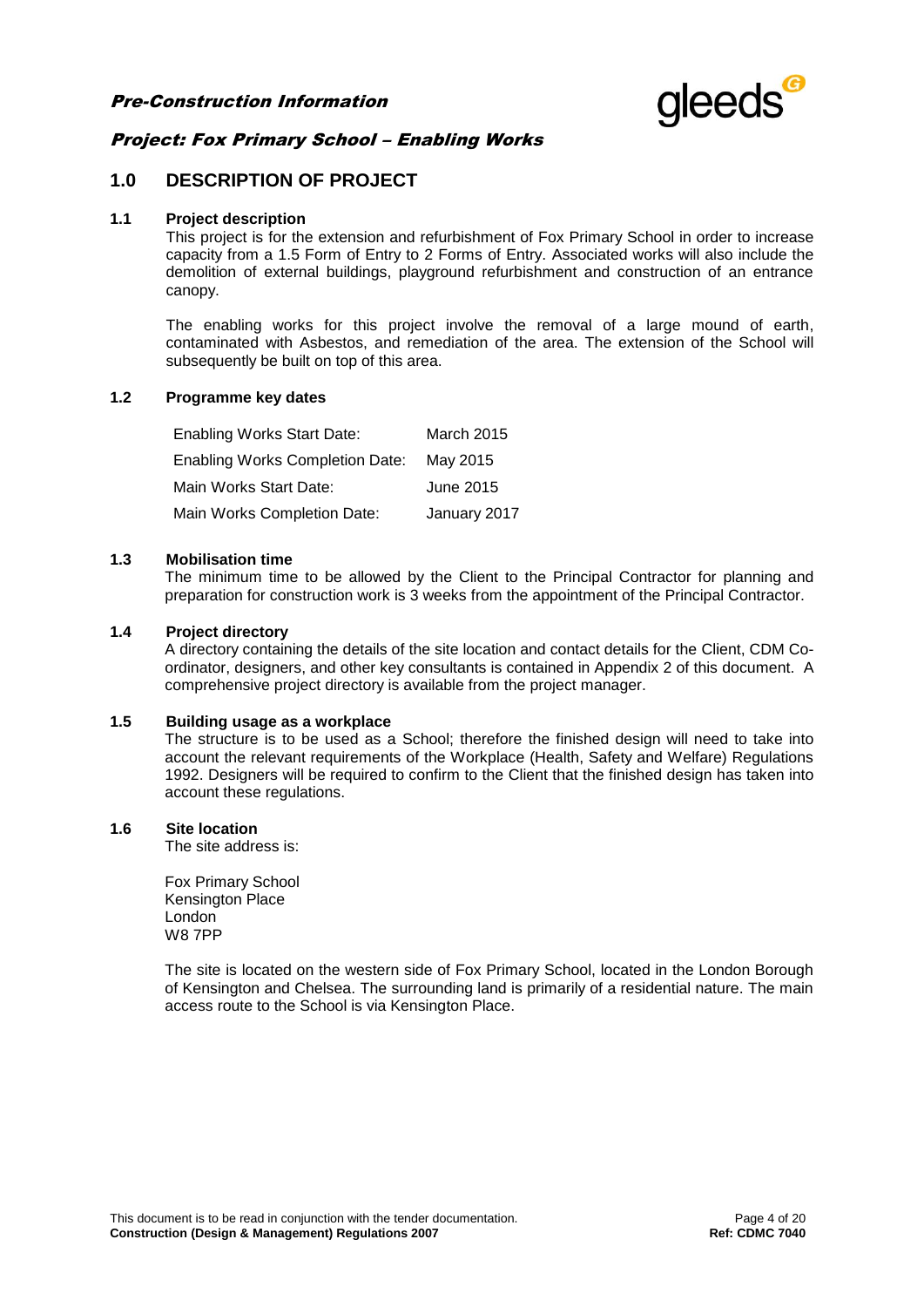## 1.0 DESCRIPTION OF PROJECT

### 1.1 Project description

This project is for the extension and refurbishment of Fox Primary School in order to increase capacity from a 1.5 Form of Entry to 2 Forms of Entry. Associated works will also include the demolition of external buildings, playground refurbishment and construction of an entrance canopy.

The enabling works for this project involve the removal of a large mound of earth, contaminated with Asbestos, and remediation of the area. The extension of the School will subsequently be built on top of this area.

### 1.2 Programme key dates

| | |
|---|---|
| Enabling Works Start Date: | March 2015 |
| Enabling Works Completion Date: | May 2015 |
| Main Works Start Date: | June 2015 |
| Main Works Completion Date: | January 2017 |

### 1.3 Mobilisation time

The minimum time to be allowed by the Client to the Principal Contractor for planning and preparation for construction work is 3 weeks from the appointment of the Principal Contractor.

### 1.4 Project directory

A directory containing the details of the site location and contact details for the Client, CDM Co-ordinator, designers, and other key consultants is contained in Appendix 2 of this document. A comprehensive project directory is available from the project manager.

### 1.5 Building usage as a workplace

The structure is to be used as a School; therefore the finished design will need to take into account the relevant requirements of the Workplace (Health, Safety and Welfare) Regulations 1992. Designers will be required to confirm to the Client that the finished design has taken into account these regulations.

### 1.6 Site location

The site address is:

Fox Primary School
Kensington Place
London
W8 7PP

The site is located on the western side of Fox Primary School, located in the London Borough of Kensington and Chelsea. The surrounding land is primarily of a residential nature. The main access route to the School is via Kensington Place.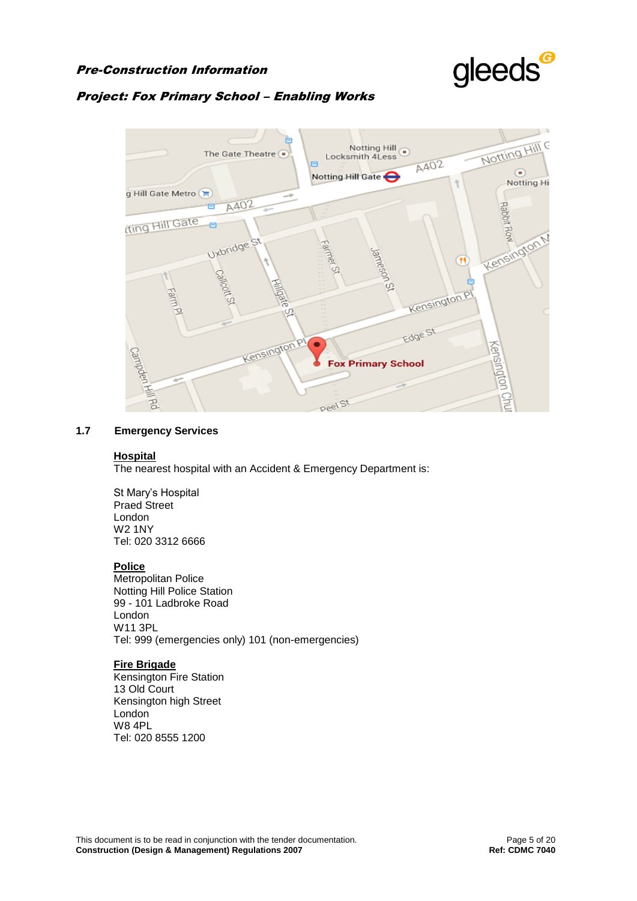## 1.7 Emergency Services

**Hospital**

The nearest hospital with an Accident & Emergency Department is:

St Mary's Hospital
Praed Street
London
W2 1NY
Tel: 020 3312 6666

**Police**

Metropolitan Police
Notting Hill Police Station
99 - 101 Ladbroke Road
London
W11 3PL
Tel: 999 (emergencies only) 101 (non-emergencies)

**Fire Brigade**

Kensington Fire Station
13 Old Court
Kensington high Street
London
W8 4PL
Tel: 020 8555 1200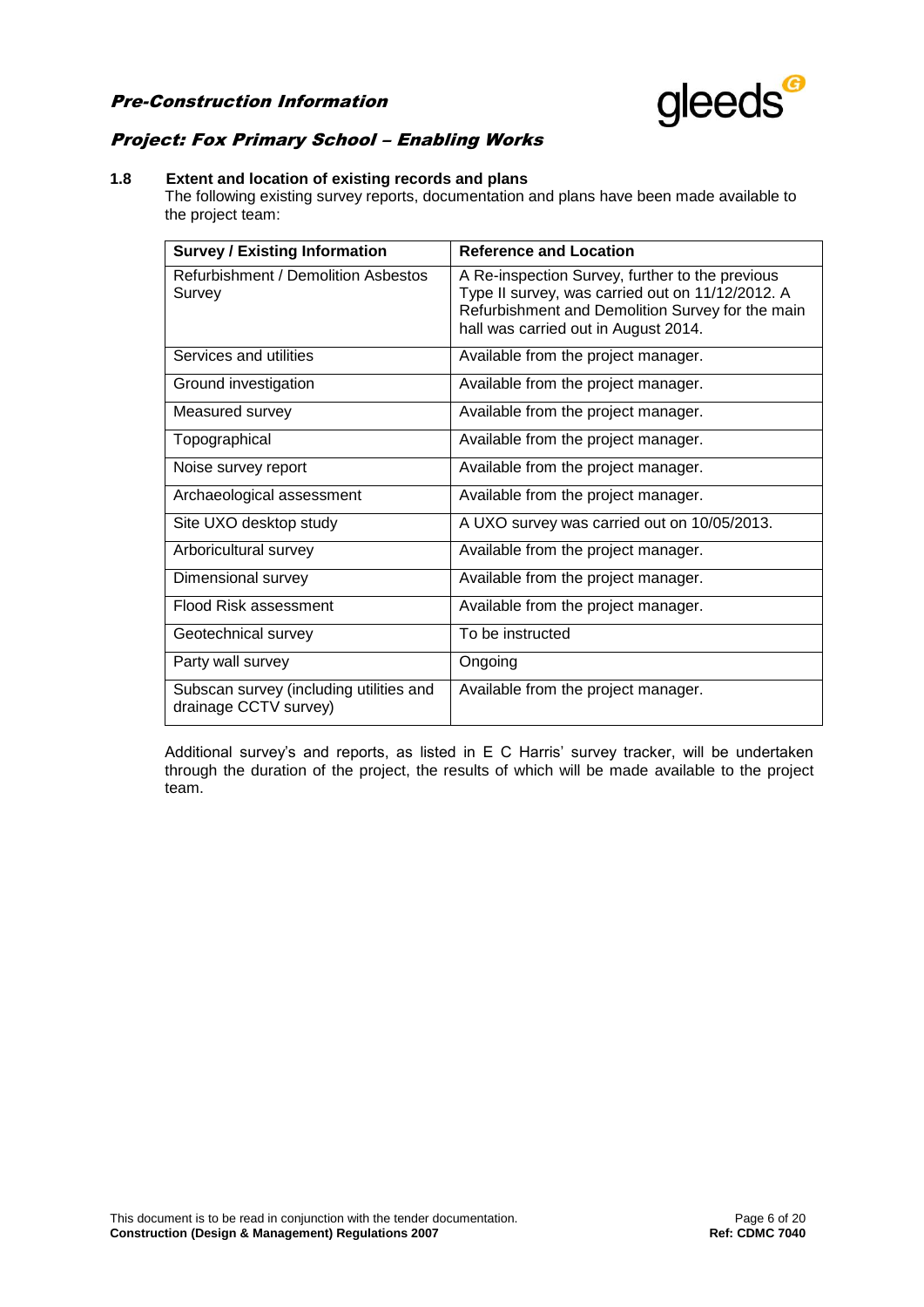### 1.8 Extent and location of existing records and plans

The following existing survey reports, documentation and plans have been made available to the project team:

| Survey / Existing Information | Reference and Location |
| --- | --- |
| Refurbishment / Demolition Asbestos Survey | A Re-inspection Survey, further to the previous Type II survey, was carried out on 11/12/2012. A Refurbishment and Demolition Survey for the main hall was carried out in August 2014. |
| Services and utilities | Available from the project manager. |
| Ground investigation | Available from the project manager. |
| Measured survey | Available from the project manager. |
| Topographical | Available from the project manager. |
| Noise survey report | Available from the project manager. |
| Archaeological assessment | Available from the project manager. |
| Site UXO desktop study | A UXO survey was carried out on 10/05/2013. |
| Arboricultural survey | Available from the project manager. |
| Dimensional survey | Available from the project manager. |
| Flood Risk assessment | Available from the project manager. |
| Geotechnical survey | To be instructed |
| Party wall survey | Ongoing |
| Subscan survey (including utilities and drainage CCTV survey) | Available from the project manager. |

Additional survey's and reports, as listed in E C Harris' survey tracker, will be undertaken through the duration of the project, the results of which will be made available to the project team.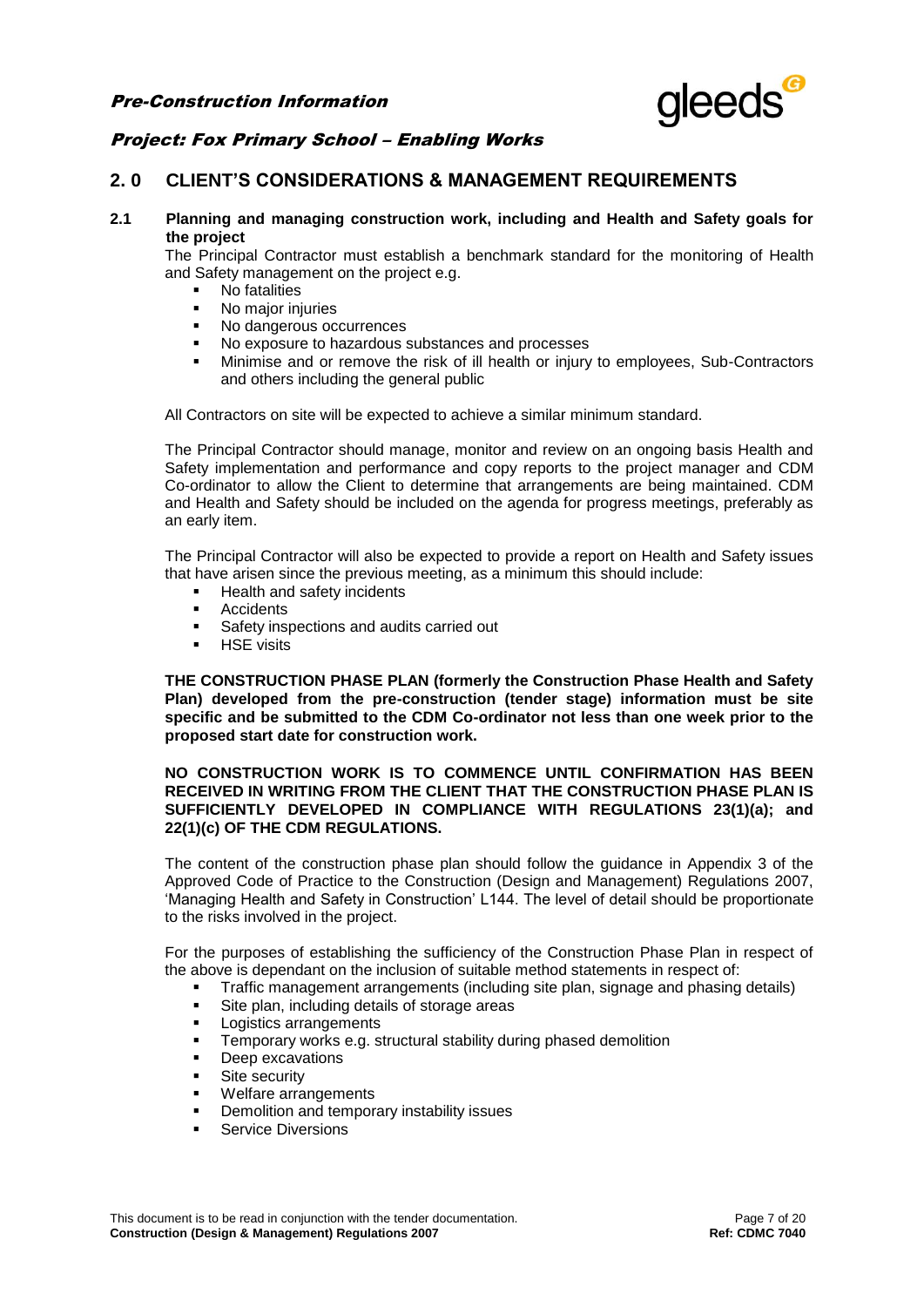## 2. 0 CLIENT'S CONSIDERATIONS & MANAGEMENT REQUIREMENTS

### 2.1 Planning and managing construction work, including and Health and Safety goals for the project

The Principal Contractor must establish a benchmark standard for the monitoring of Health and Safety management on the project e.g.

- No fatalities
- No major injuries
- No dangerous occurrences
- No exposure to hazardous substances and processes
- Minimise and or remove the risk of ill health or injury to employees, Sub-Contractors and others including the general public

All Contractors on site will be expected to achieve a similar minimum standard.

The Principal Contractor should manage, monitor and review on an ongoing basis Health and Safety implementation and performance and copy reports to the project manager and CDM Co-ordinator to allow the Client to determine that arrangements are being maintained. CDM and Health and Safety should be included on the agenda for progress meetings, preferably as an early item.

The Principal Contractor will also be expected to provide a report on Health and Safety issues that have arisen since the previous meeting, as a minimum this should include:

- Health and safety incidents
- Accidents
- Safety inspections and audits carried out
- HSE visits

**THE CONSTRUCTION PHASE PLAN (formerly the Construction Phase Health and Safety Plan) developed from the pre-construction (tender stage) information must be site specific and be submitted to the CDM Co-ordinator not less than one week prior to the proposed start date for construction work.**

**NO CONSTRUCTION WORK IS TO COMMENCE UNTIL CONFIRMATION HAS BEEN RECEIVED IN WRITING FROM THE CLIENT THAT THE CONSTRUCTION PHASE PLAN IS SUFFICIENTLY DEVELOPED IN COMPLIANCE WITH REGULATIONS 23(1)(a); and 22(1)(c) OF THE CDM REGULATIONS.**

The content of the construction phase plan should follow the guidance in Appendix 3 of the Approved Code of Practice to the Construction (Design and Management) Regulations 2007, 'Managing Health and Safety in Construction' L144. The level of detail should be proportionate to the risks involved in the project.

For the purposes of establishing the sufficiency of the Construction Phase Plan in respect of the above is dependant on the inclusion of suitable method statements in respect of:

- Traffic management arrangements (including site plan, signage and phasing details)
- Site plan, including details of storage areas
- Logistics arrangements
- Temporary works e.g. structural stability during phased demolition
- Deep excavations
- Site security
- Welfare arrangements
- Demolition and temporary instability issues
- Service Diversions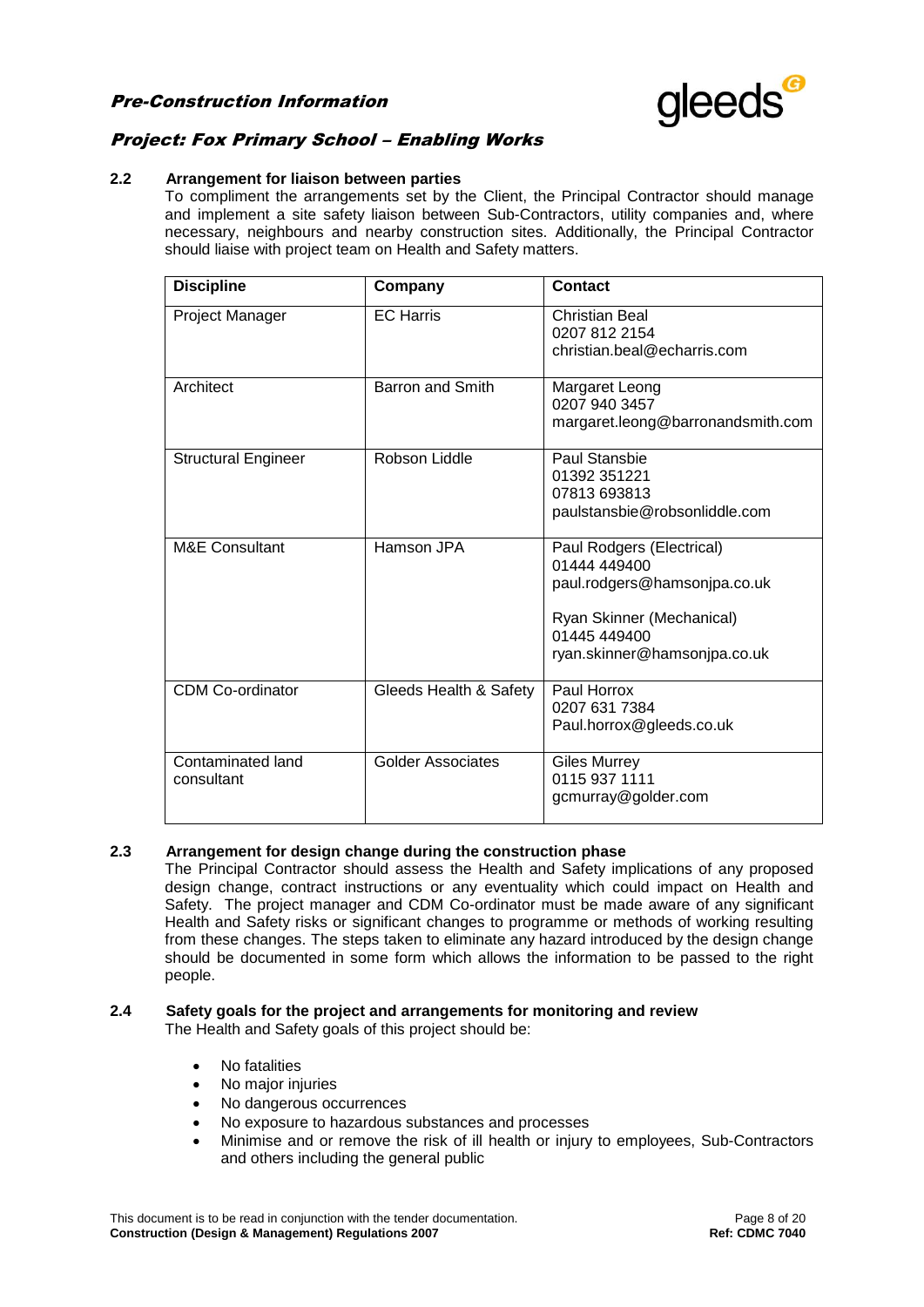### 2.2 Arrangement for liaison between parties

To compliment the arrangements set by the Client, the Principal Contractor should manage and implement a site safety liaison between Sub-Contractors, utility companies and, where necessary, neighbours and nearby construction sites. Additionally, the Principal Contractor should liaise with project team on Health and Safety matters.

| Discipline | Company | Contact |
|---|---|---|
| Project Manager | EC Harris | Christian Beal<br>0207 812 2154<br>christian.beal@echarris.com |
| Architect | Barron and Smith | Margaret Leong<br>0207 940 3457<br>margaret.leong@barronandsmith.com |
| Structural Engineer | Robson Liddle | Paul Stansbie<br>01392 351221<br>07813 693813<br>paulstansbie@robsonliddle.com |
| M&E Consultant | Hamson JPA | Paul Rodgers (Electrical)<br>01444 449400<br>paul.rodgers@hamsonjpa.co.uk<br><br>Ryan Skinner (Mechanical)<br>01445 449400<br>ryan.skinner@hamsonjpa.co.uk |
| CDM Co-ordinator | Gleeds Health & Safety | Paul Horrox<br>0207 631 7384<br>Paul.horrox@gleeds.co.uk |
| Contaminated land consultant | Golder Associates | Giles Murrey<br>0115 937 1111<br>gcmurray@golder.com |

### 2.3 Arrangement for design change during the construction phase

The Principal Contractor should assess the Health and Safety implications of any proposed design change, contract instructions or any eventuality which could impact on Health and Safety. The project manager and CDM Co-ordinator must be made aware of any significant Health and Safety risks or significant changes to programme or methods of working resulting from these changes. The steps taken to eliminate any hazard introduced by the design change should be documented in some form which allows the information to be passed to the right people.

### 2.4 Safety goals for the project and arrangements for monitoring and review

The Health and Safety goals of this project should be:

- No fatalities
- No major injuries
- No dangerous occurrences
- No exposure to hazardous substances and processes
- Minimise and or remove the risk of ill health or injury to employees, Sub-Contractors and others including the general public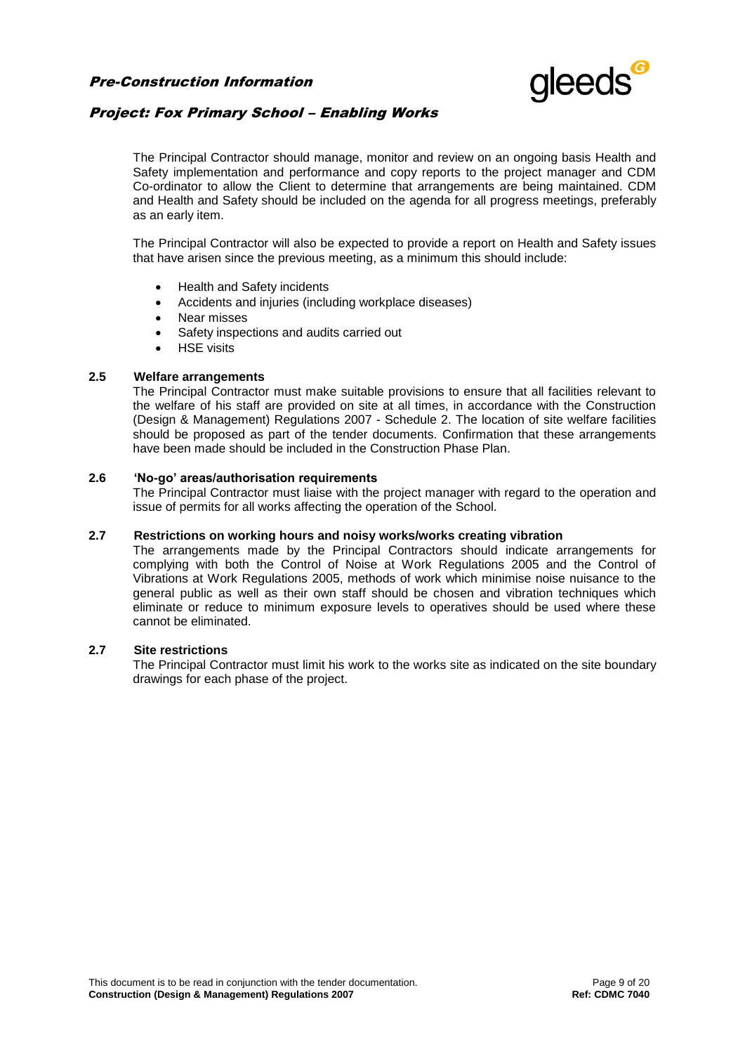The Principal Contractor should manage, monitor and review on an ongoing basis Health and Safety implementation and performance and copy reports to the project manager and CDM Co-ordinator to allow the Client to determine that arrangements are being maintained. CDM and Health and Safety should be included on the agenda for all progress meetings, preferably as an early item.

The Principal Contractor will also be expected to provide a report on Health and Safety issues that have arisen since the previous meeting, as a minimum this should include:

- Health and Safety incidents
- Accidents and injuries (including workplace diseases)
- Near misses
- Safety inspections and audits carried out
- HSE visits

### 2.5 Welfare arrangements

The Principal Contractor must make suitable provisions to ensure that all facilities relevant to the welfare of his staff are provided on site at all times, in accordance with the Construction (Design & Management) Regulations 2007 - Schedule 2. The location of site welfare facilities should be proposed as part of the tender documents. Confirmation that these arrangements have been made should be included in the Construction Phase Plan.

### 2.6 'No-go' areas/authorisation requirements

The Principal Contractor must liaise with the project manager with regard to the operation and issue of permits for all works affecting the operation of the School.

### 2.7 Restrictions on working hours and noisy works/works creating vibration

The arrangements made by the Principal Contractors should indicate arrangements for complying with both the Control of Noise at Work Regulations 2005 and the Control of Vibrations at Work Regulations 2005, methods of work which minimise noise nuisance to the general public as well as their own staff should be chosen and vibration techniques which eliminate or reduce to minimum exposure levels to operatives should be used where these cannot be eliminated.

### 2.7 Site restrictions

The Principal Contractor must limit his work to the works site as indicated on the site boundary drawings for each phase of the project.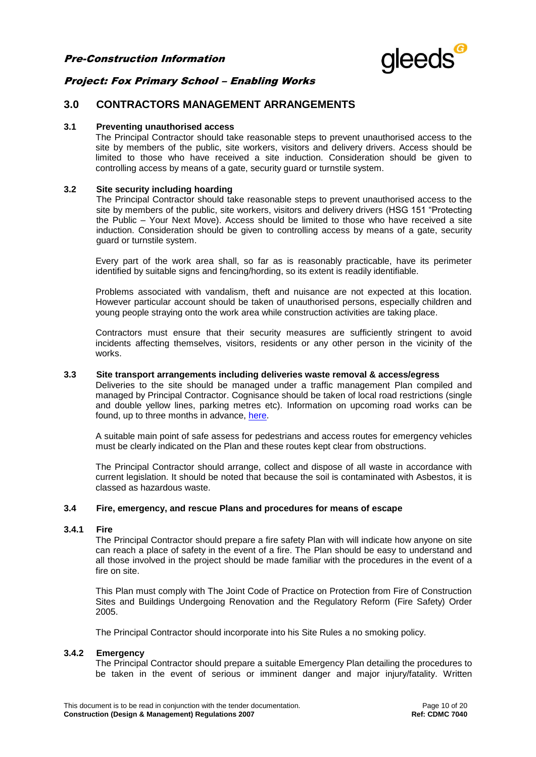## 3.0 CONTRACTORS MANAGEMENT ARRANGEMENTS

### 3.1 Preventing unauthorised access

The Principal Contractor should take reasonable steps to prevent unauthorised access to the site by members of the public, site workers, visitors and delivery drivers. Access should be limited to those who have received a site induction. Consideration should be given to controlling access by means of a gate, security guard or turnstile system.

### 3.2 Site security including hoarding

The Principal Contractor should take reasonable steps to prevent unauthorised access to the site by members of the public, site workers, visitors and delivery drivers (HSG 151 "Protecting the Public – Your Next Move). Access should be limited to those who have received a site induction. Consideration should be given to controlling access by means of a gate, security guard or turnstile system.

Every part of the work area shall, so far as is reasonably practicable, have its perimeter identified by suitable signs and fencing/hording, so its extent is readily identifiable.

Problems associated with vandalism, theft and nuisance are not expected at this location. However particular account should be taken of unauthorised persons, especially children and young people straying onto the work area while construction activities are taking place.

Contractors must ensure that their security measures are sufficiently stringent to avoid incidents affecting themselves, visitors, residents or any other person in the vicinity of the works.

### 3.3 Site transport arrangements including deliveries waste removal & access/egress

Deliveries to the site should be managed under a traffic management Plan compiled and managed by Principal Contractor. Cognisance should be taken of local road restrictions (single and double yellow lines, parking metres etc). Information on upcoming road works can be found, up to three months in advance, here.

A suitable main point of safe assess for pedestrians and access routes for emergency vehicles must be clearly indicated on the Plan and these routes kept clear from obstructions.

The Principal Contractor should arrange, collect and dispose of all waste in accordance with current legislation. It should be noted that because the soil is contaminated with Asbestos, it is classed as hazardous waste.

### 3.4 Fire, emergency, and rescue Plans and procedures for means of escape

#### 3.4.1 Fire

The Principal Contractor should prepare a fire safety Plan with will indicate how anyone on site can reach a place of safety in the event of a fire. The Plan should be easy to understand and all those involved in the project should be made familiar with the procedures in the event of a fire on site.

This Plan must comply with The Joint Code of Practice on Protection from Fire of Construction Sites and Buildings Undergoing Renovation and the Regulatory Reform (Fire Safety) Order 2005.

The Principal Contractor should incorporate into his Site Rules a no smoking policy.

#### 3.4.2 Emergency

The Principal Contractor should prepare a suitable Emergency Plan detailing the procedures to be taken in the event of serious or imminent danger and major injury/fatality. Written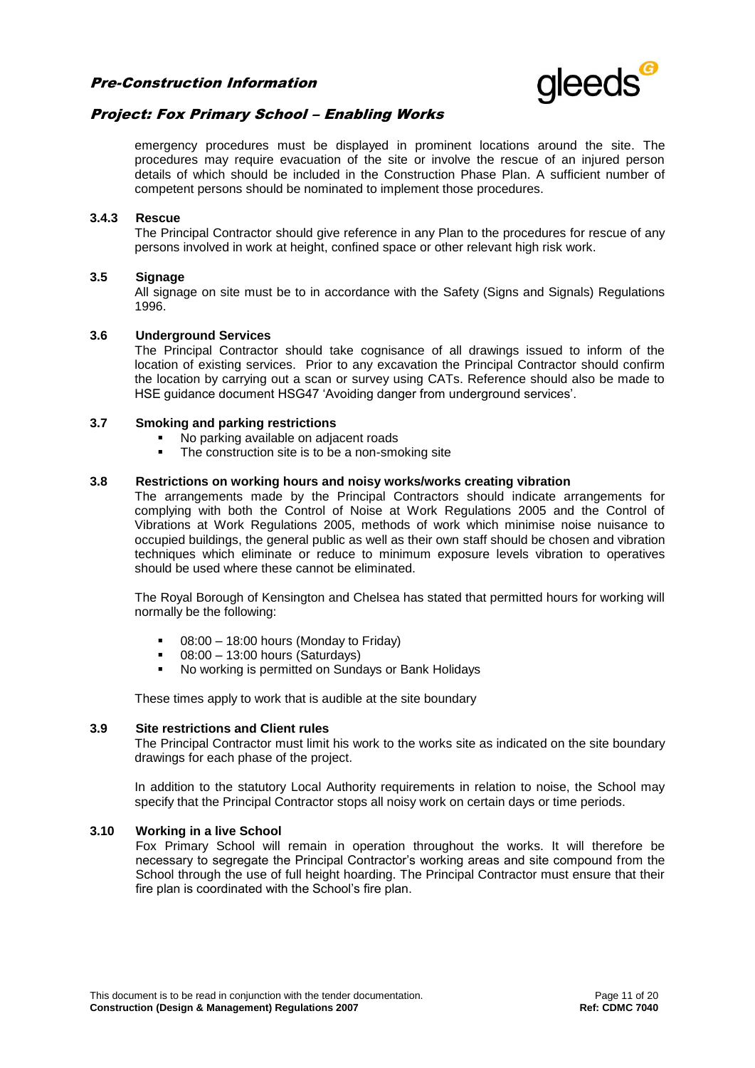emergency procedures must be displayed in prominent locations around the site. The procedures may require evacuation of the site or involve the rescue of an injured person details of which should be included in the Construction Phase Plan. A sufficient number of competent persons should be nominated to implement those procedures.

#### 3.4.3 Rescue

The Principal Contractor should give reference in any Plan to the procedures for rescue of any persons involved in work at height, confined space or other relevant high risk work.

### 3.5 Signage

All signage on site must be to in accordance with the Safety (Signs and Signals) Regulations 1996.

### 3.6 Underground Services

The Principal Contractor should take cognisance of all drawings issued to inform of the location of existing services. Prior to any excavation the Principal Contractor should confirm the location by carrying out a scan or survey using CATs. Reference should also be made to HSE guidance document HSG47 'Avoiding danger from underground services'.

### 3.7 Smoking and parking restrictions

- No parking available on adjacent roads
- The construction site is to be a non-smoking site

### 3.8 Restrictions on working hours and noisy works/works creating vibration

The arrangements made by the Principal Contractors should indicate arrangements for complying with both the Control of Noise at Work Regulations 2005 and the Control of Vibrations at Work Regulations 2005, methods of work which minimise noise nuisance to occupied buildings, the general public as well as their own staff should be chosen and vibration techniques which eliminate or reduce to minimum exposure levels vibration to operatives should be used where these cannot be eliminated.

The Royal Borough of Kensington and Chelsea has stated that permitted hours for working will normally be the following:

- 08:00 – 18:00 hours (Monday to Friday)
- 08:00 – 13:00 hours (Saturdays)
- No working is permitted on Sundays or Bank Holidays

These times apply to work that is audible at the site boundary

### 3.9 Site restrictions and Client rules

The Principal Contractor must limit his work to the works site as indicated on the site boundary drawings for each phase of the project.

In addition to the statutory Local Authority requirements in relation to noise, the School may specify that the Principal Contractor stops all noisy work on certain days or time periods.

### 3.10 Working in a live School

Fox Primary School will remain in operation throughout the works. It will therefore be necessary to segregate the Principal Contractor's working areas and site compound from the School through the use of full height hoarding. The Principal Contractor must ensure that their fire plan is coordinated with the School's fire plan.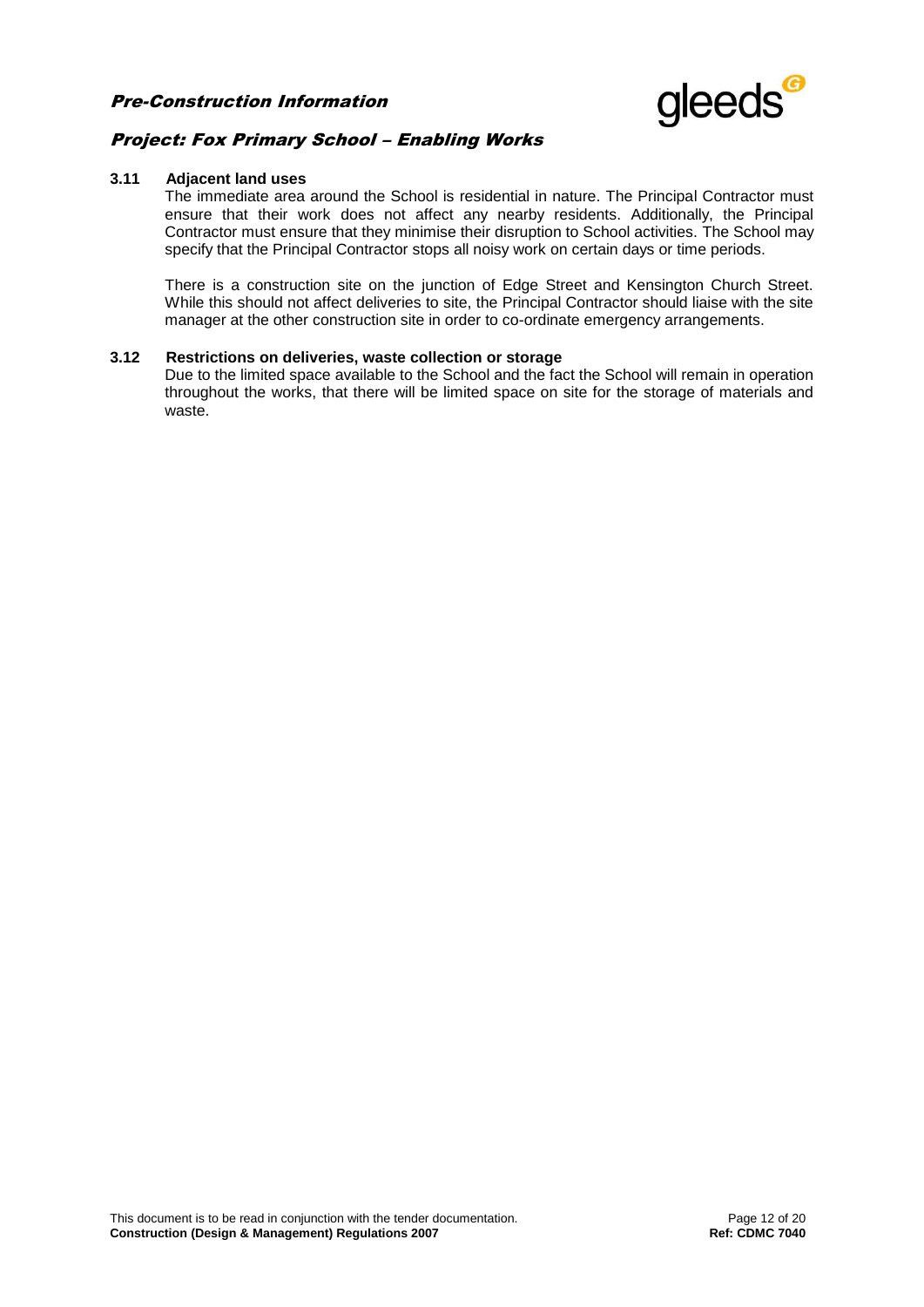### 3.11 Adjacent land uses

The immediate area around the School is residential in nature. The Principal Contractor must ensure that their work does not affect any nearby residents. Additionally, the Principal Contractor must ensure that they minimise their disruption to School activities. The School may specify that the Principal Contractor stops all noisy work on certain days or time periods.

There is a construction site on the junction of Edge Street and Kensington Church Street. While this should not affect deliveries to site, the Principal Contractor should liaise with the site manager at the other construction site in order to co-ordinate emergency arrangements.

### 3.12 Restrictions on deliveries, waste collection or storage

Due to the limited space available to the School and the fact the School will remain in operation throughout the works, that there will be limited space on site for the storage of materials and waste.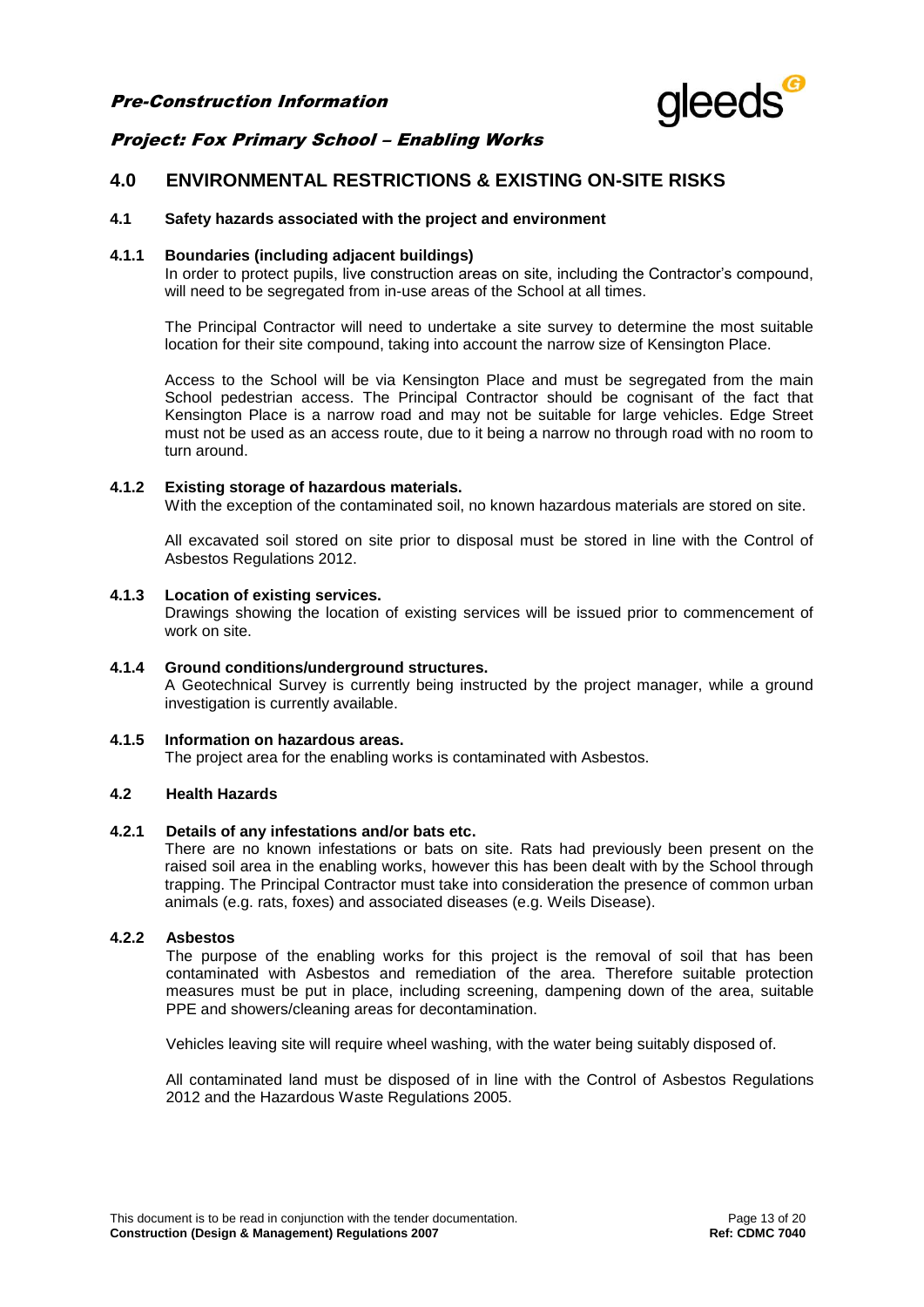## 4.0 ENVIRONMENTAL RESTRICTIONS & EXISTING ON-SITE RISKS

### 4.1 Safety hazards associated with the project and environment

#### 4.1.1 Boundaries (including adjacent buildings)

In order to protect pupils, live construction areas on site, including the Contractor's compound, will need to be segregated from in-use areas of the School at all times.

The Principal Contractor will need to undertake a site survey to determine the most suitable location for their site compound, taking into account the narrow size of Kensington Place.

Access to the School will be via Kensington Place and must be segregated from the main School pedestrian access. The Principal Contractor should be cognisant of the fact that Kensington Place is a narrow road and may not be suitable for large vehicles. Edge Street must not be used as an access route, due to it being a narrow no through road with no room to turn around.

#### 4.1.2 Existing storage of hazardous materials.

With the exception of the contaminated soil, no known hazardous materials are stored on site.

All excavated soil stored on site prior to disposal must be stored in line with the Control of Asbestos Regulations 2012.

#### 4.1.3 Location of existing services.

Drawings showing the location of existing services will be issued prior to commencement of work on site.

#### 4.1.4 Ground conditions/underground structures.

A Geotechnical Survey is currently being instructed by the project manager, while a ground investigation is currently available.

#### 4.1.5 Information on hazardous areas.

The project area for the enabling works is contaminated with Asbestos.

### 4.2 Health Hazards

#### 4.2.1 Details of any infestations and/or bats etc.

There are no known infestations or bats on site. Rats had previously been present on the raised soil area in the enabling works, however this has been dealt with by the School through trapping. The Principal Contractor must take into consideration the presence of common urban animals (e.g. rats, foxes) and associated diseases (e.g. Weils Disease).

#### 4.2.2 Asbestos

The purpose of the enabling works for this project is the removal of soil that has been contaminated with Asbestos and remediation of the area. Therefore suitable protection measures must be put in place, including screening, dampening down of the area, suitable PPE and showers/cleaning areas for decontamination.

Vehicles leaving site will require wheel washing, with the water being suitably disposed of.

All contaminated land must be disposed of in line with the Control of Asbestos Regulations 2012 and the Hazardous Waste Regulations 2005.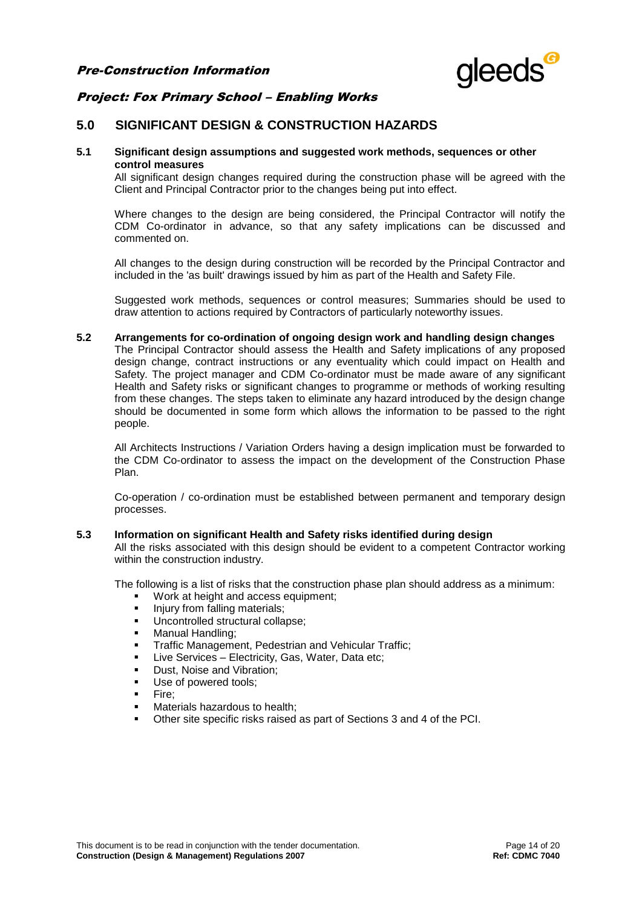## 5.0 SIGNIFICANT DESIGN & CONSTRUCTION HAZARDS

### 5.1 Significant design assumptions and suggested work methods, sequences or other control measures

All significant design changes required during the construction phase will be agreed with the Client and Principal Contractor prior to the changes being put into effect.

Where changes to the design are being considered, the Principal Contractor will notify the CDM Co-ordinator in advance, so that any safety implications can be discussed and commented on.

All changes to the design during construction will be recorded by the Principal Contractor and included in the 'as built' drawings issued by him as part of the Health and Safety File.

Suggested work methods, sequences or control measures; Summaries should be used to draw attention to actions required by Contractors of particularly noteworthy issues.

### 5.2 Arrangements for co-ordination of ongoing design work and handling design changes

The Principal Contractor should assess the Health and Safety implications of any proposed design change, contract instructions or any eventuality which could impact on Health and Safety. The project manager and CDM Co-ordinator must be made aware of any significant Health and Safety risks or significant changes to programme or methods of working resulting from these changes. The steps taken to eliminate any hazard introduced by the design change should be documented in some form which allows the information to be passed to the right people.

All Architects Instructions / Variation Orders having a design implication must be forwarded to the CDM Co-ordinator to assess the impact on the development of the Construction Phase Plan.

Co-operation / co-ordination must be established between permanent and temporary design processes.

### 5.3 Information on significant Health and Safety risks identified during design

All the risks associated with this design should be evident to a competent Contractor working within the construction industry.

The following is a list of risks that the construction phase plan should address as a minimum:

- Work at height and access equipment;
- Injury from falling materials;
- Uncontrolled structural collapse;
- Manual Handling;
- Traffic Management, Pedestrian and Vehicular Traffic;
- Live Services – Electricity, Gas, Water, Data etc;
- Dust, Noise and Vibration;
- Use of powered tools;
- Fire;
- Materials hazardous to health;
- Other site specific risks raised as part of Sections 3 and 4 of the PCI.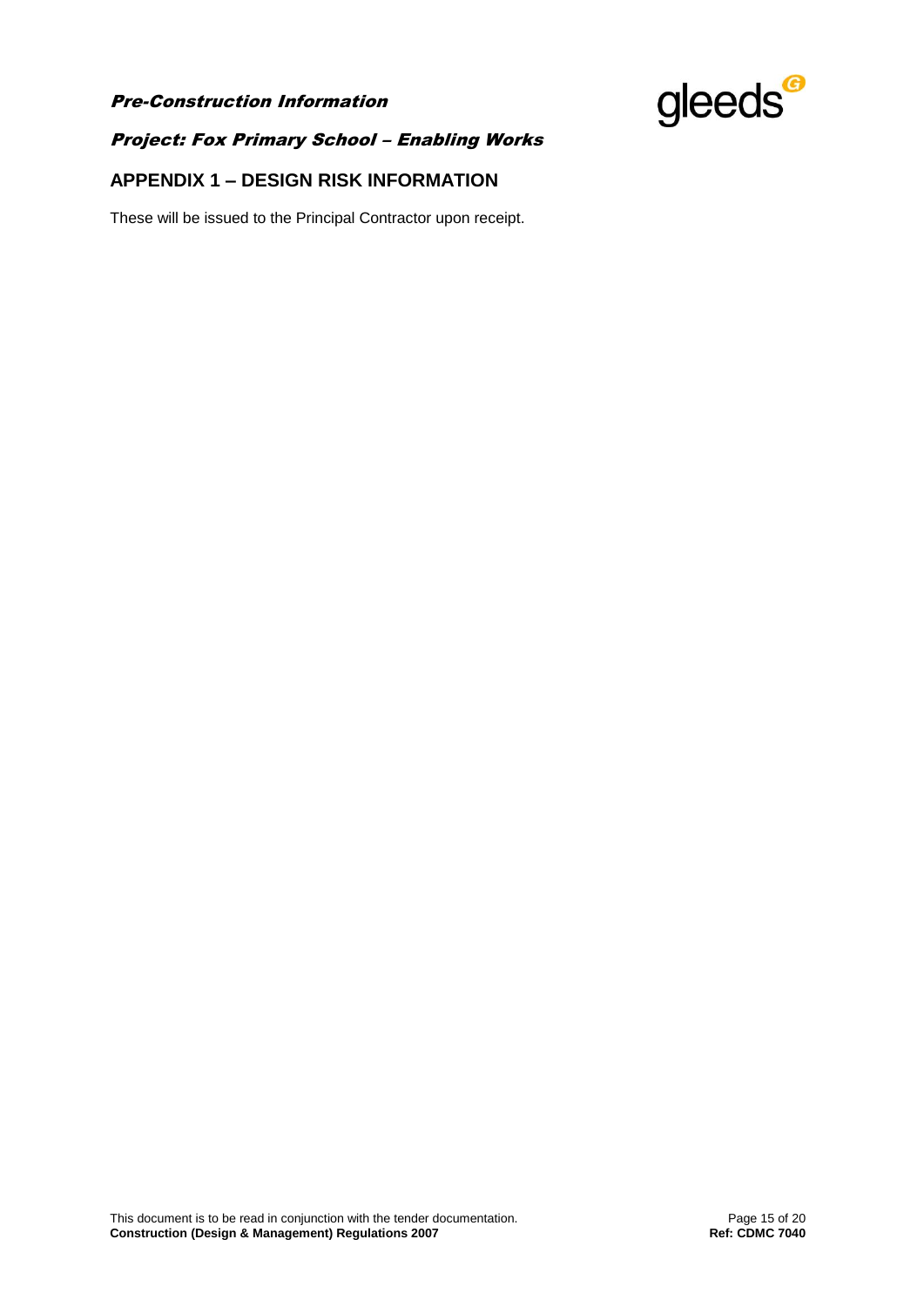## APPENDIX 1 – DESIGN RISK INFORMATION

These will be issued to the Principal Contractor upon receipt.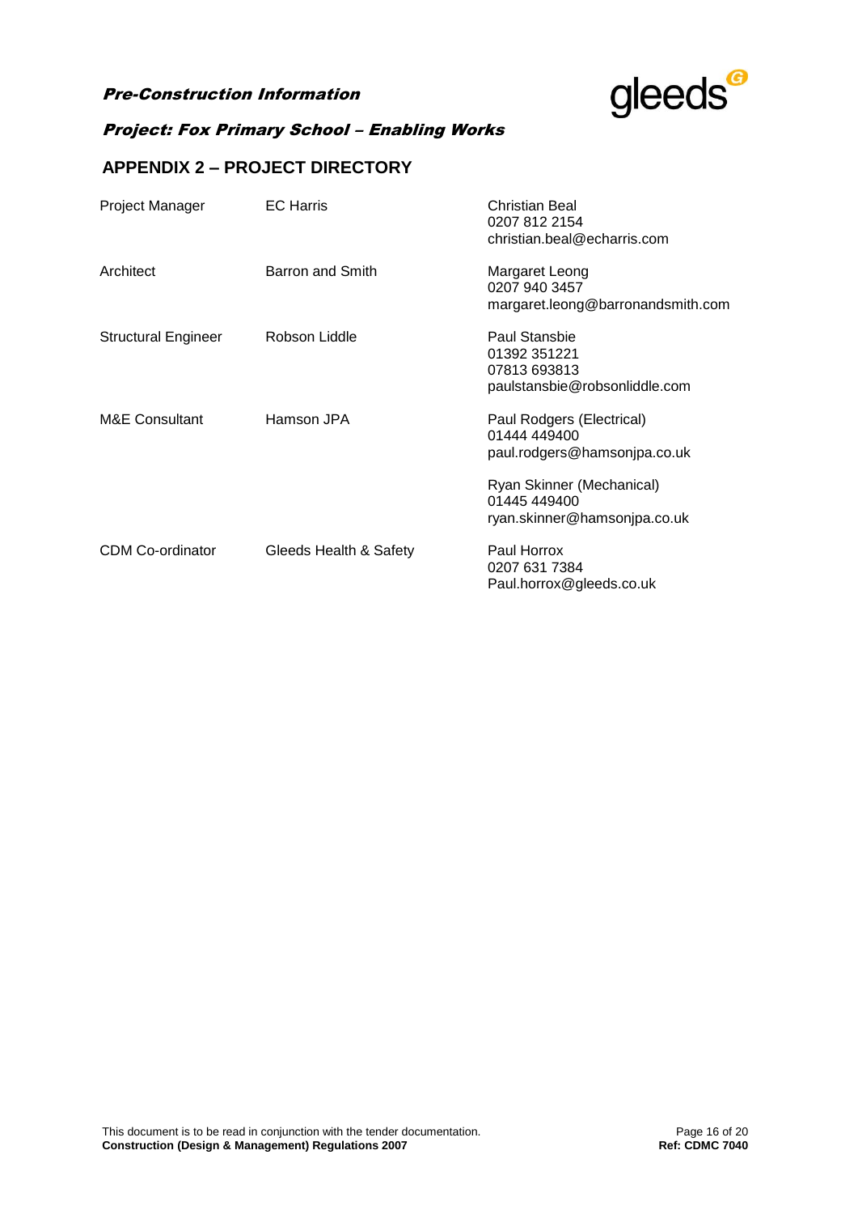## APPENDIX 2 – PROJECT DIRECTORY

| | | |
|---|---|---|
| Project Manager | EC Harris | Christian Beal<br>0207 812 2154<br>christian.beal@echarris.com |
| Architect | Barron and Smith | Margaret Leong<br>0207 940 3457<br>margaret.leong@barronandsmith.com |
| Structural Engineer | Robson Liddle | Paul Stansbie<br>01392 351221<br>07813 693813<br>paulstansbie@robsonliddle.com |
| M&E Consultant | Hamson JPA | Paul Rodgers (Electrical)<br>01444 449400<br>paul.rodgers@hamsonjpa.co.uk<br><br>Ryan Skinner (Mechanical)<br>01445 449400<br>ryan.skinner@hamsonjpa.co.uk |
| CDM Co-ordinator | Gleeds Health & Safety | Paul Horrox<br>0207 631 7384<br>Paul.horrox@gleeds.co.uk |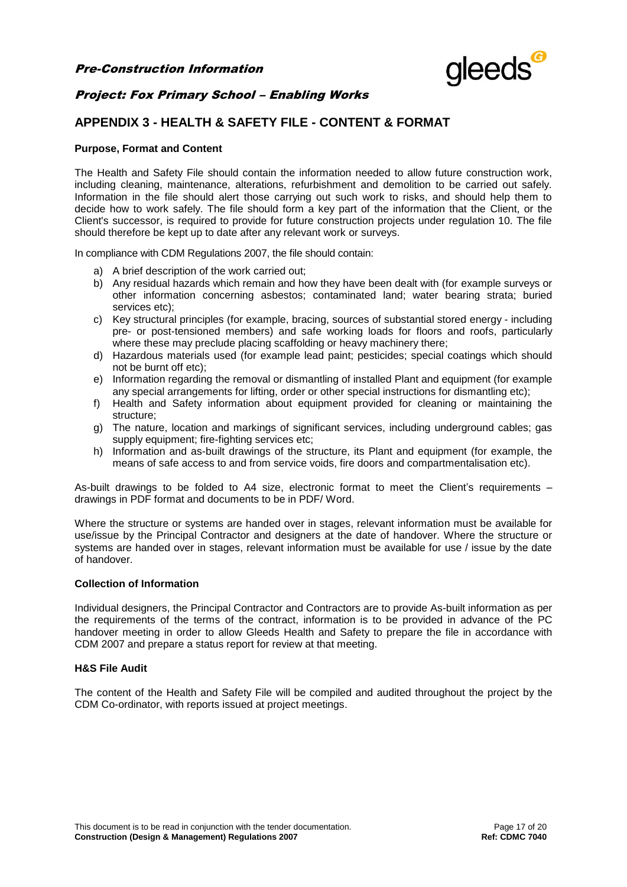# APPENDIX 3 - HEALTH & SAFETY FILE - CONTENT & FORMAT

**Purpose, Format and Content**

The Health and Safety File should contain the information needed to allow future construction work, including cleaning, maintenance, alterations, refurbishment and demolition to be carried out safely. Information in the file should alert those carrying out such work to risks, and should help them to decide how to work safely. The file should form a key part of the information that the Client, or the Client's successor, is required to provide for future construction projects under regulation 10. The file should therefore be kept up to date after any relevant work or surveys.

In compliance with CDM Regulations 2007, the file should contain:

a) A brief description of the work carried out;
b) Any residual hazards which remain and how they have been dealt with (for example surveys or other information concerning asbestos; contaminated land; water bearing strata; buried services etc);
c) Key structural principles (for example, bracing, sources of substantial stored energy - including pre- or post-tensioned members) and safe working loads for floors and roofs, particularly where these may preclude placing scaffolding or heavy machinery there;
d) Hazardous materials used (for example lead paint; pesticides; special coatings which should not be burnt off etc);
e) Information regarding the removal or dismantling of installed Plant and equipment (for example any special arrangements for lifting, order or other special instructions for dismantling etc);
f) Health and Safety information about equipment provided for cleaning or maintaining the structure;
g) The nature, location and markings of significant services, including underground cables; gas supply equipment; fire-fighting services etc;
h) Information and as-built drawings of the structure, its Plant and equipment (for example, the means of safe access to and from service voids, fire doors and compartmentalisation etc).

As-built drawings to be folded to A4 size, electronic format to meet the Client's requirements – drawings in PDF format and documents to be in PDF/ Word.

Where the structure or systems are handed over in stages, relevant information must be available for use/issue by the Principal Contractor and designers at the date of handover. Where the structure or systems are handed over in stages, relevant information must be available for use / issue by the date of handover.

**Collection of Information**

Individual designers, the Principal Contractor and Contractors are to provide As-built information as per the requirements of the terms of the contract, information is to be provided in advance of the PC handover meeting in order to allow Gleeds Health and Safety to prepare the file in accordance with CDM 2007 and prepare a status report for review at that meeting.

**H&S File Audit**

The content of the Health and Safety File will be compiled and audited throughout the project by the CDM Co-ordinator, with reports issued at project meetings.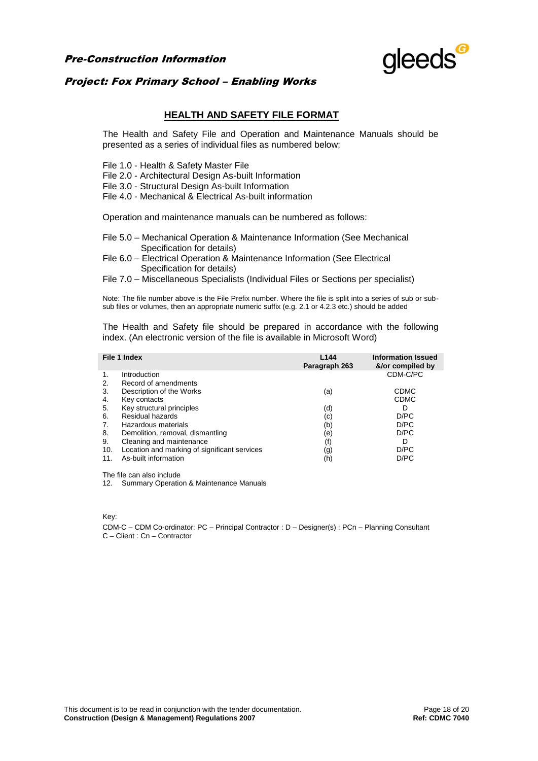## HEALTH AND SAFETY FILE FORMAT

The Health and Safety File and Operation and Maintenance Manuals should be presented as a series of individual files as numbered below;

File 1.0 - Health & Safety Master File
File 2.0 - Architectural Design As-built Information
File 3.0 - Structural Design As-built Information
File 4.0 - Mechanical & Electrical As-built information

Operation and maintenance manuals can be numbered as follows:

File 5.0 – Mechanical Operation & Maintenance Information (See Mechanical Specification for details)
File 6.0 – Electrical Operation & Maintenance Information (See Electrical Specification for details)
File 7.0 – Miscellaneous Specialists (Individual Files or Sections per specialist)

Note: The file number above is the File Prefix number. Where the file is split into a series of sub or sub-sub files or volumes, then an appropriate numeric suffix (e.g. 2.1 or 4.2.3 etc.) should be added

The Health and Safety file should be prepared in accordance with the following index. (An electronic version of the file is available in Microsoft Word)

| | File 1 Index | L144 Paragraph 263 | Information Issued &/or compiled by |
|---|---|---|---|
| 1. | Introduction | | CDM-C/PC |
| 2. | Record of amendments | | |
| 3. | Description of the Works | (a) | CDMC |
| 4. | Key contacts | | CDMC |
| 5. | Key structural principles | (d) | D |
| 6. | Residual hazards | (c) | D/PC |
| 7. | Hazardous materials | (b) | D/PC |
| 8. | Demolition, removal, dismantling | (e) | D/PC |
| 9. | Cleaning and maintenance | (f) | D |
| 10. | Location and marking of significant services | (g) | D/PC |
| 11. | As-built information | (h) | D/PC |

The file can also include

12. Summary Operation & Maintenance Manuals

Key:

CDM-C – CDM Co-ordinator: PC – Principal Contractor : D – Designer(s) : PCn – Planning Consultant
C – Client : Cn – Contractor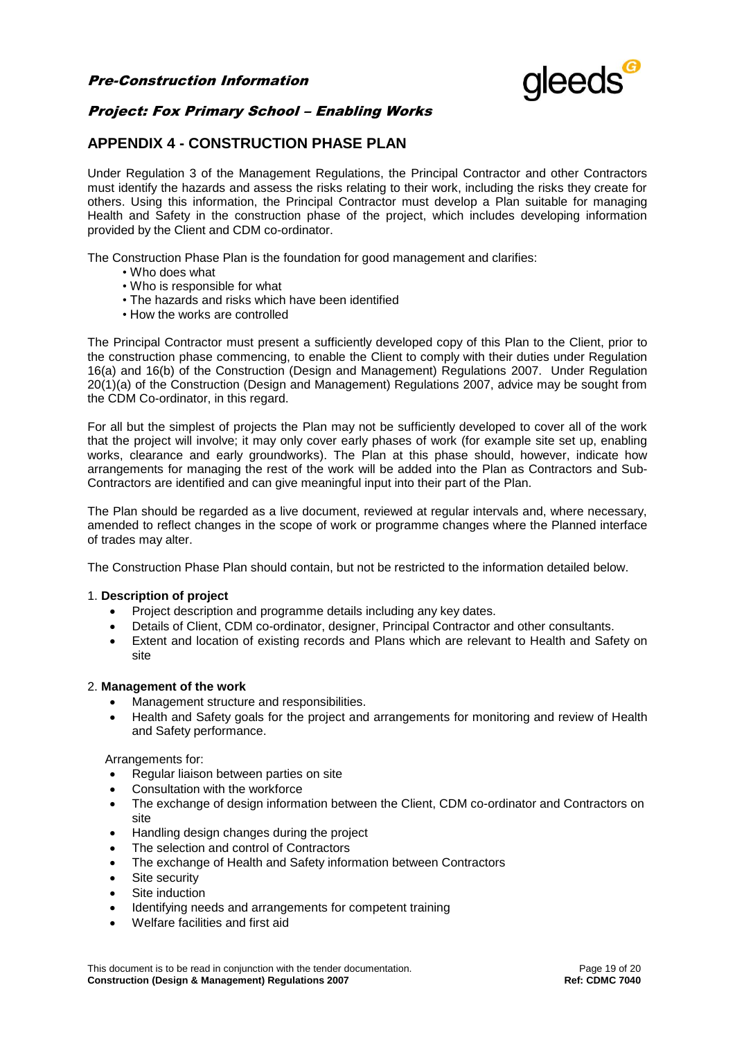## APPENDIX 4 - CONSTRUCTION PHASE PLAN

Under Regulation 3 of the Management Regulations, the Principal Contractor and other Contractors must identify the hazards and assess the risks relating to their work, including the risks they create for others. Using this information, the Principal Contractor must develop a Plan suitable for managing Health and Safety in the construction phase of the project, which includes developing information provided by the Client and CDM co-ordinator.

The Construction Phase Plan is the foundation for good management and clarifies:

- Who does what
- Who is responsible for what
- The hazards and risks which have been identified
- How the works are controlled

The Principal Contractor must present a sufficiently developed copy of this Plan to the Client, prior to the construction phase commencing, to enable the Client to comply with their duties under Regulation 16(a) and 16(b) of the Construction (Design and Management) Regulations 2007. Under Regulation 20(1)(a) of the Construction (Design and Management) Regulations 2007, advice may be sought from the CDM Co-ordinator, in this regard.

For all but the simplest of projects the Plan may not be sufficiently developed to cover all of the work that the project will involve; it may only cover early phases of work (for example site set up, enabling works, clearance and early groundworks). The Plan at this phase should, however, indicate how arrangements for managing the rest of the work will be added into the Plan as Contractors and Sub-Contractors are identified and can give meaningful input into their part of the Plan.

The Plan should be regarded as a live document, reviewed at regular intervals and, where necessary, amended to reflect changes in the scope of work or programme changes where the Planned interface of trades may alter.

The Construction Phase Plan should contain, but not be restricted to the information detailed below.

1. **Description of project**
   - Project description and programme details including any key dates.
   - Details of Client, CDM co-ordinator, designer, Principal Contractor and other consultants.
   - Extent and location of existing records and Plans which are relevant to Health and Safety on site

2. **Management of the work**
   - Management structure and responsibilities.
   - Health and Safety goals for the project and arrangements for monitoring and review of Health and Safety performance.

   Arrangements for:
   - Regular liaison between parties on site
   - Consultation with the workforce
   - The exchange of design information between the Client, CDM co-ordinator and Contractors on site
   - Handling design changes during the project
   - The selection and control of Contractors
   - The exchange of Health and Safety information between Contractors
   - Site security
   - Site induction
   - Identifying needs and arrangements for competent training
   - Welfare facilities and first aid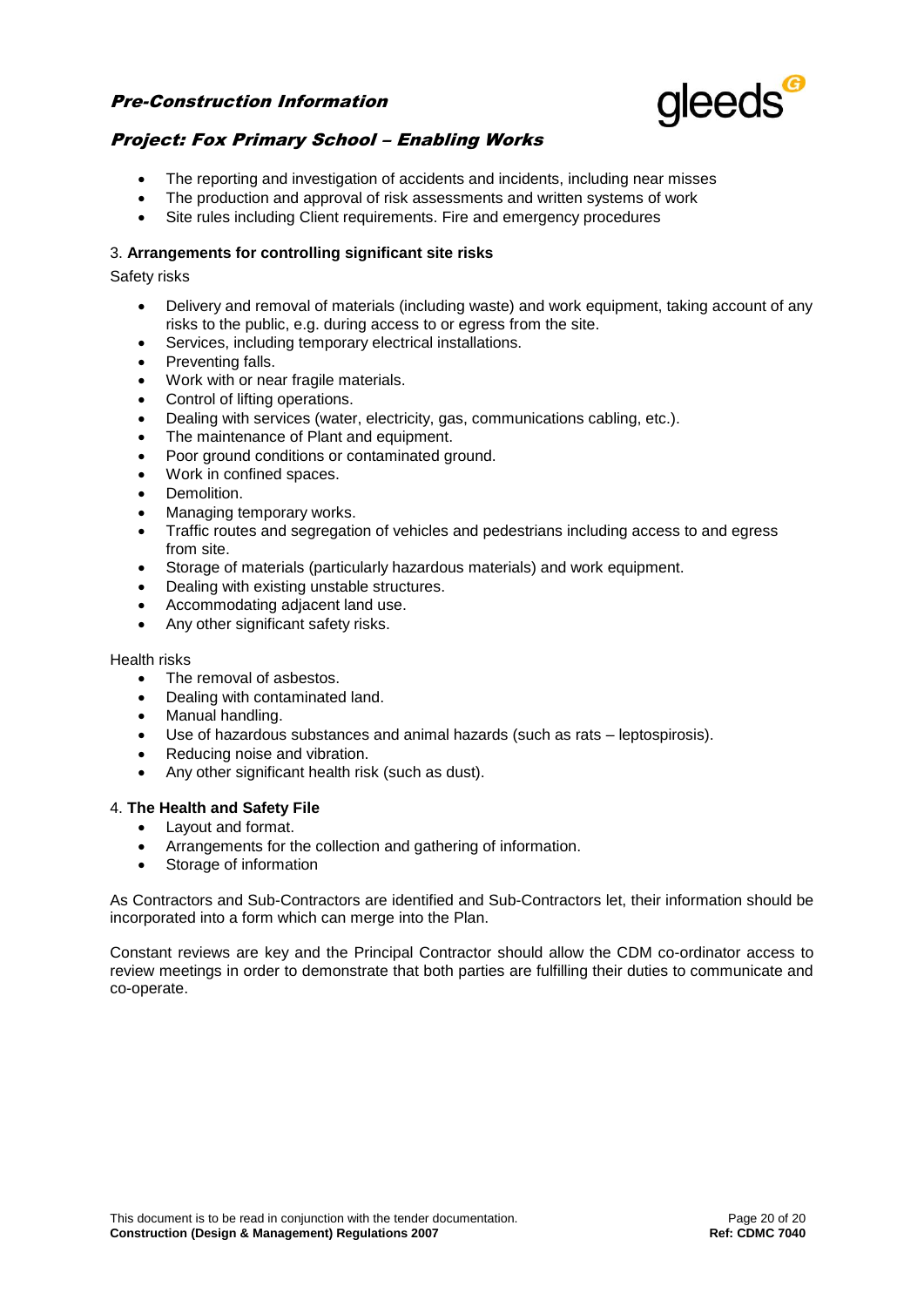- The reporting and investigation of accidents and incidents, including near misses
- The production and approval of risk assessments and written systems of work
- Site rules including Client requirements. Fire and emergency procedures

3. **Arrangements for controlling significant site risks**

Safety risks

- Delivery and removal of materials (including waste) and work equipment, taking account of any risks to the public, e.g. during access to or egress from the site.
- Services, including temporary electrical installations.
- Preventing falls.
- Work with or near fragile materials.
- Control of lifting operations.
- Dealing with services (water, electricity, gas, communications cabling, etc.).
- The maintenance of Plant and equipment.
- Poor ground conditions or contaminated ground.
- Work in confined spaces.
- Demolition.
- Managing temporary works.
- Traffic routes and segregation of vehicles and pedestrians including access to and egress from site.
- Storage of materials (particularly hazardous materials) and work equipment.
- Dealing with existing unstable structures.
- Accommodating adjacent land use.
- Any other significant safety risks.

Health risks

- The removal of asbestos.
- Dealing with contaminated land.
- Manual handling.
- Use of hazardous substances and animal hazards (such as rats – leptospirosis).
- Reducing noise and vibration.
- Any other significant health risk (such as dust).

4. **The Health and Safety File**

- Layout and format.
- Arrangements for the collection and gathering of information.
- Storage of information

As Contractors and Sub-Contractors are identified and Sub-Contractors let, their information should be incorporated into a form which can merge into the Plan.

Constant reviews are key and the Principal Contractor should allow the CDM co-ordinator access to review meetings in order to demonstrate that both parties are fulfilling their duties to communicate and co-operate.